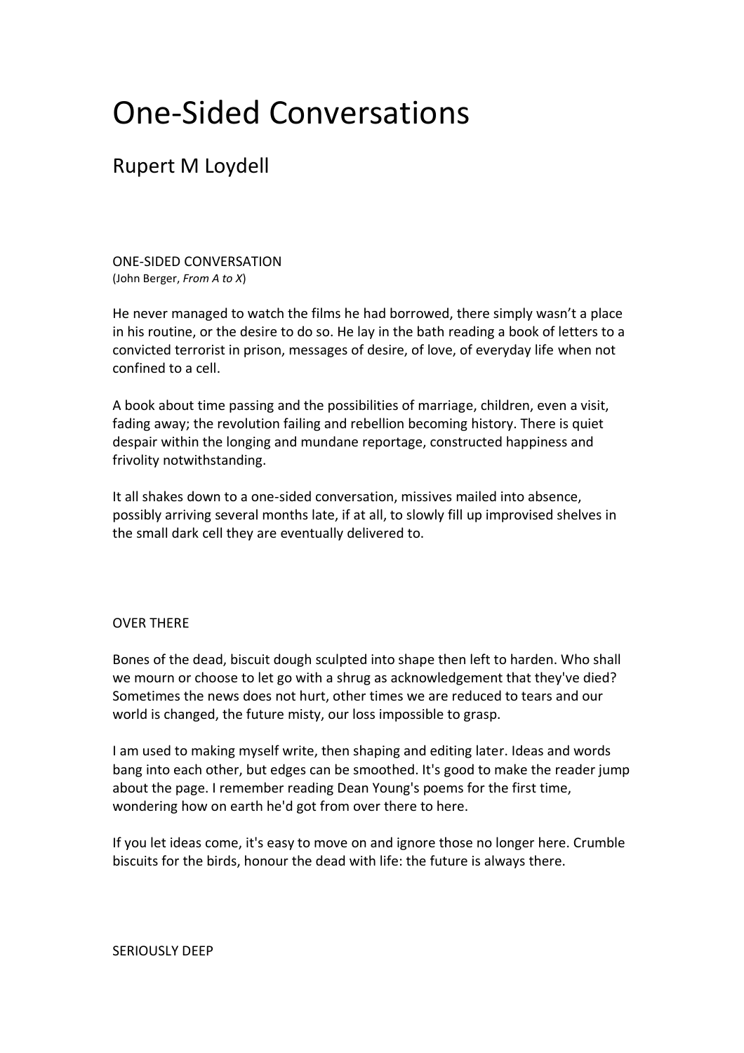# One-Sided Conversations

## Rupert M Loydell

ONE-SIDED CONVERSATION
(John Berger, *From A to X*)

He never managed to watch the films he had borrowed, there simply wasn't a place in his routine, or the desire to do so. He lay in the bath reading a book of letters to a convicted terrorist in prison, messages of desire, of love, of everyday life when not confined to a cell.

A book about time passing and the possibilities of marriage, children, even a visit, fading away; the revolution failing and rebellion becoming history. There is quiet despair within the longing and mundane reportage, constructed happiness and frivolity notwithstanding.

It all shakes down to a one-sided conversation, missives mailed into absence, possibly arriving several months late, if at all, to slowly fill up improvised shelves in the small dark cell they are eventually delivered to.

OVER THERE

Bones of the dead, biscuit dough sculpted into shape then left to harden. Who shall we mourn or choose to let go with a shrug as acknowledgement that they've died? Sometimes the news does not hurt, other times we are reduced to tears and our world is changed, the future misty, our loss impossible to grasp.

I am used to making myself write, then shaping and editing later. Ideas and words bang into each other, but edges can be smoothed. It's good to make the reader jump about the page. I remember reading Dean Young's poems for the first time, wondering how on earth he'd got from over there to here.

If you let ideas come, it's easy to move on and ignore those no longer here. Crumble biscuits for the birds, honour the dead with life: the future is always there.

SERIOUSLY DEEP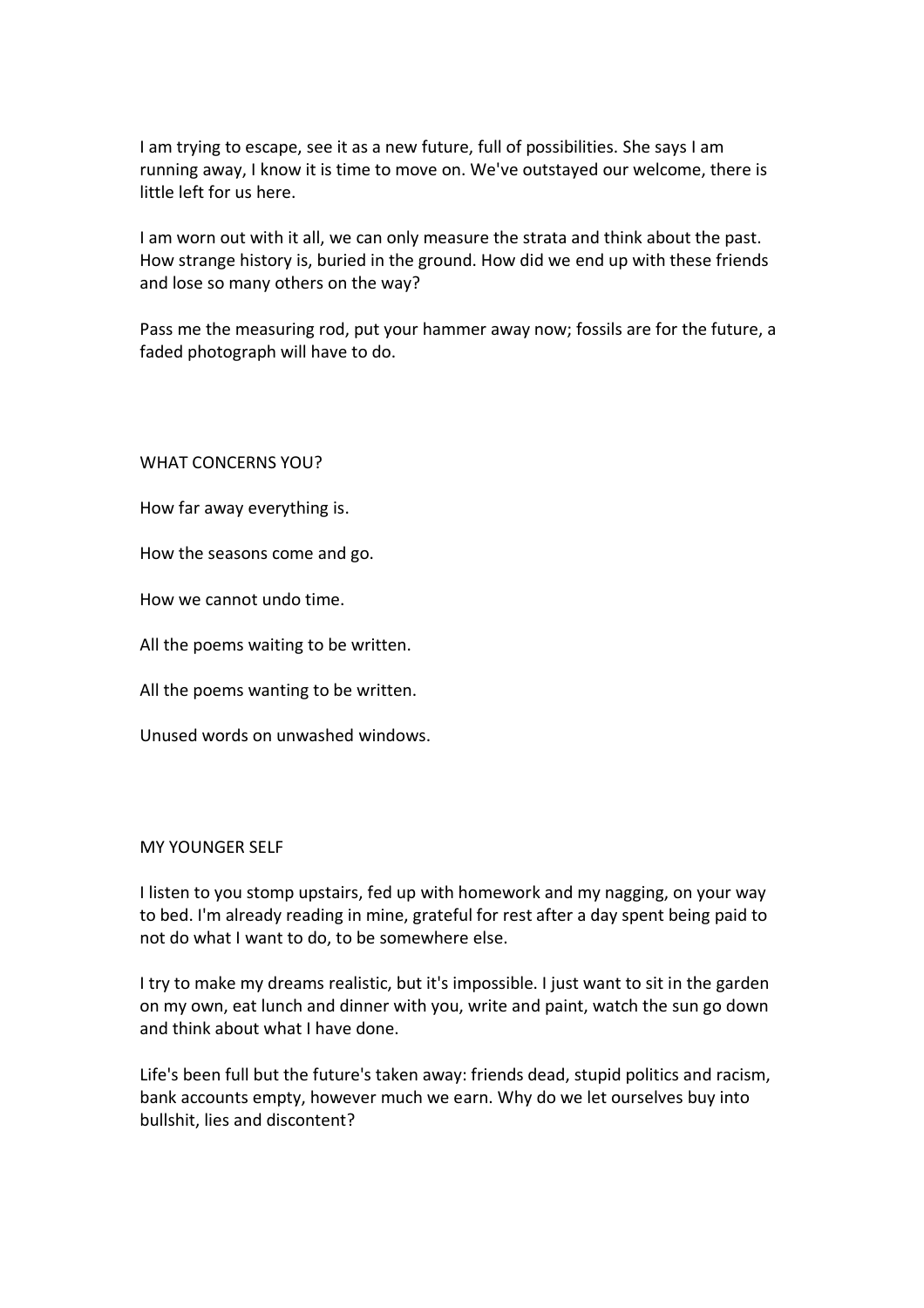I am trying to escape, see it as a new future, full of possibilities. She says I am running away, I know it is time to move on. We've outstayed our welcome, there is little left for us here.

I am worn out with it all, we can only measure the strata and think about the past. How strange history is, buried in the ground. How did we end up with these friends and lose so many others on the way?

Pass me the measuring rod, put your hammer away now; fossils are for the future, a faded photograph will have to do.

## WHAT CONCERNS YOU?

How far away everything is.

How the seasons come and go.

How we cannot undo time.

All the poems waiting to be written.

All the poems wanting to be written.

Unused words on unwashed windows.

## MY YOUNGER SELF

I listen to you stomp upstairs, fed up with homework and my nagging, on your way to bed. I'm already reading in mine, grateful for rest after a day spent being paid to not do what I want to do, to be somewhere else.

I try to make my dreams realistic, but it's impossible. I just want to sit in the garden on my own, eat lunch and dinner with you, write and paint, watch the sun go down and think about what I have done.

Life's been full but the future's taken away: friends dead, stupid politics and racism, bank accounts empty, however much we earn. Why do we let ourselves buy into bullshit, lies and discontent?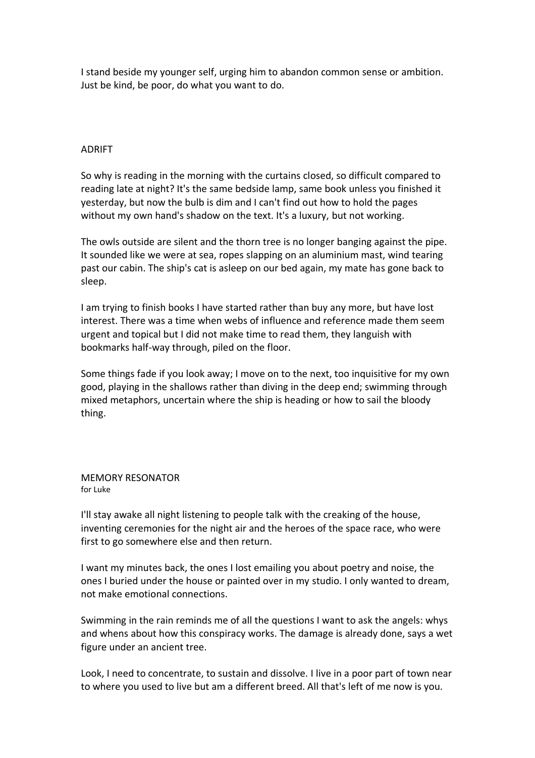I stand beside my younger self, urging him to abandon common sense or ambition. Just be kind, be poor, do what you want to do.

## ADRIFT

So why is reading in the morning with the curtains closed, so difficult compared to reading late at night? It's the same bedside lamp, same book unless you finished it yesterday, but now the bulb is dim and I can't find out how to hold the pages without my own hand's shadow on the text. It's a luxury, but not working.

The owls outside are silent and the thorn tree is no longer banging against the pipe. It sounded like we were at sea, ropes slapping on an aluminium mast, wind tearing past our cabin. The ship's cat is asleep on our bed again, my mate has gone back to sleep.

I am trying to finish books I have started rather than buy any more, but have lost interest. There was a time when webs of influence and reference made them seem urgent and topical but I did not make time to read them, they languish with bookmarks half-way through, piled on the floor.

Some things fade if you look away; I move on to the next, too inquisitive for my own good, playing in the shallows rather than diving in the deep end; swimming through mixed metaphors, uncertain where the ship is heading or how to sail the bloody thing.

## MEMORY RESONATOR

for Luke

I'll stay awake all night listening to people talk with the creaking of the house, inventing ceremonies for the night air and the heroes of the space race, who were first to go somewhere else and then return.

I want my minutes back, the ones I lost emailing you about poetry and noise, the ones I buried under the house or painted over in my studio. I only wanted to dream, not make emotional connections.

Swimming in the rain reminds me of all the questions I want to ask the angels: whys and whens about how this conspiracy works. The damage is already done, says a wet figure under an ancient tree.

Look, I need to concentrate, to sustain and dissolve. I live in a poor part of town near to where you used to live but am a different breed. All that's left of me now is you.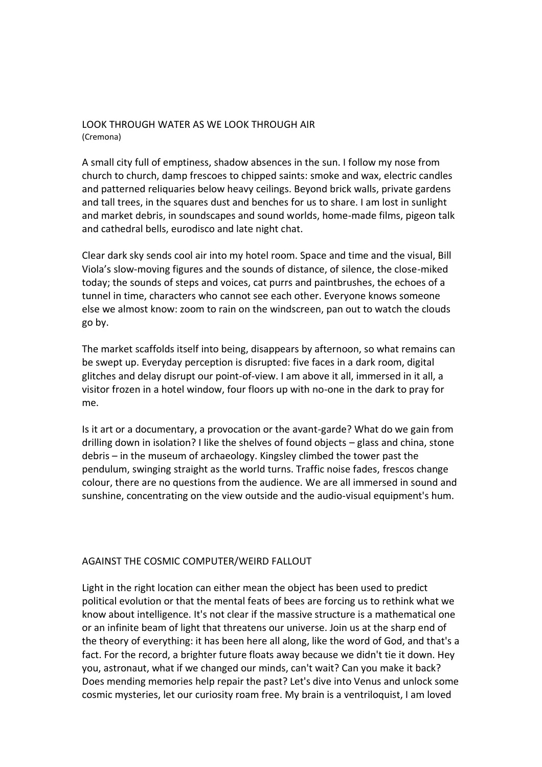## LOOK THROUGH WATER AS WE LOOK THROUGH AIR

(Cremona)

A small city full of emptiness, shadow absences in the sun. I follow my nose from church to church, damp frescoes to chipped saints: smoke and wax, electric candles and patterned reliquaries below heavy ceilings. Beyond brick walls, private gardens and tall trees, in the squares dust and benches for us to share. I am lost in sunlight and market debris, in soundscapes and sound worlds, home-made films, pigeon talk and cathedral bells, eurodisco and late night chat.

Clear dark sky sends cool air into my hotel room. Space and time and the visual, Bill Viola's slow-moving figures and the sounds of distance, of silence, the close-miked today; the sounds of steps and voices, cat purrs and paintbrushes, the echoes of a tunnel in time, characters who cannot see each other. Everyone knows someone else we almost know: zoom to rain on the windscreen, pan out to watch the clouds go by.

The market scaffolds itself into being, disappears by afternoon, so what remains can be swept up. Everyday perception is disrupted: five faces in a dark room, digital glitches and delay disrupt our point-of-view. I am above it all, immersed in it all, a visitor frozen in a hotel window, four floors up with no-one in the dark to pray for me.

Is it art or a documentary, a provocation or the avant-garde? What do we gain from drilling down in isolation? I like the shelves of found objects – glass and china, stone debris – in the museum of archaeology. Kingsley climbed the tower past the pendulum, swinging straight as the world turns. Traffic noise fades, frescos change colour, there are no questions from the audience. We are all immersed in sound and sunshine, concentrating on the view outside and the audio-visual equipment's hum.

## AGAINST THE COSMIC COMPUTER/WEIRD FALLOUT

Light in the right location can either mean the object has been used to predict political evolution or that the mental feats of bees are forcing us to rethink what we know about intelligence. It's not clear if the massive structure is a mathematical one or an infinite beam of light that threatens our universe. Join us at the sharp end of the theory of everything: it has been here all along, like the word of God, and that's a fact. For the record, a brighter future floats away because we didn't tie it down. Hey you, astronaut, what if we changed our minds, can't wait? Can you make it back? Does mending memories help repair the past? Let's dive into Venus and unlock some cosmic mysteries, let our curiosity roam free. My brain is a ventriloquist, I am loved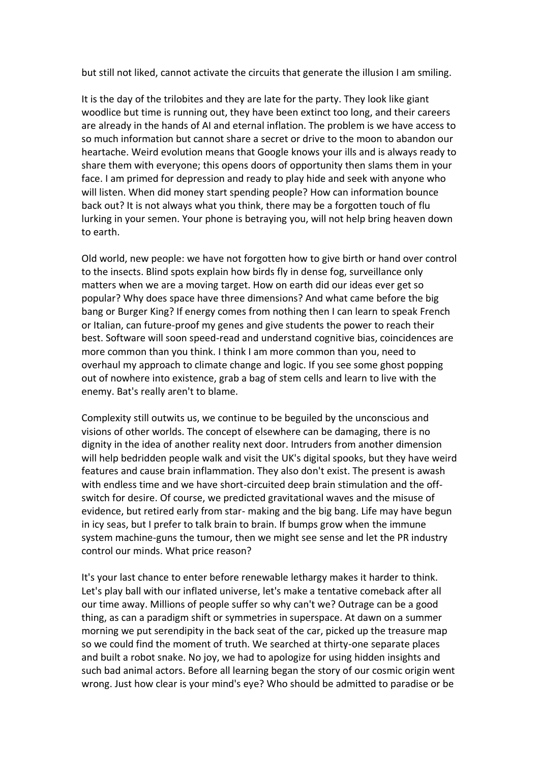but still not liked, cannot activate the circuits that generate the illusion I am smiling.

It is the day of the trilobites and they are late for the party. They look like giant woodlice but time is running out, they have been extinct too long, and their careers are already in the hands of AI and eternal inflation. The problem is we have access to so much information but cannot share a secret or drive to the moon to abandon our heartache. Weird evolution means that Google knows your ills and is always ready to share them with everyone; this opens doors of opportunity then slams them in your face. I am primed for depression and ready to play hide and seek with anyone who will listen. When did money start spending people? How can information bounce back out? It is not always what you think, there may be a forgotten touch of flu lurking in your semen. Your phone is betraying you, will not help bring heaven down to earth.

Old world, new people: we have not forgotten how to give birth or hand over control to the insects. Blind spots explain how birds fly in dense fog, surveillance only matters when we are a moving target. How on earth did our ideas ever get so popular? Why does space have three dimensions? And what came before the big bang or Burger King? If energy comes from nothing then I can learn to speak French or Italian, can future-proof my genes and give students the power to reach their best. Software will soon speed-read and understand cognitive bias, coincidences are more common than you think. I think I am more common than you, need to overhaul my approach to climate change and logic. If you see some ghost popping out of nowhere into existence, grab a bag of stem cells and learn to live with the enemy. Bat's really aren't to blame.

Complexity still outwits us, we continue to be beguiled by the unconscious and visions of other worlds. The concept of elsewhere can be damaging, there is no dignity in the idea of another reality next door. Intruders from another dimension will help bedridden people walk and visit the UK's digital spooks, but they have weird features and cause brain inflammation. They also don't exist. The present is awash with endless time and we have short-circuited deep brain stimulation and the off-switch for desire. Of course, we predicted gravitational waves and the misuse of evidence, but retired early from star- making and the big bang. Life may have begun in icy seas, but I prefer to talk brain to brain. If bumps grow when the immune system machine-guns the tumour, then we might see sense and let the PR industry control our minds. What price reason?

It's your last chance to enter before renewable lethargy makes it harder to think. Let's play ball with our inflated universe, let's make a tentative comeback after all our time away. Millions of people suffer so why can't we? Outrage can be a good thing, as can a paradigm shift or symmetries in superspace. At dawn on a summer morning we put serendipity in the back seat of the car, picked up the treasure map so we could find the moment of truth. We searched at thirty-one separate places and built a robot snake. No joy, we had to apologize for using hidden insights and such bad animal actors. Before all learning began the story of our cosmic origin went wrong. Just how clear is your mind's eye? Who should be admitted to paradise or be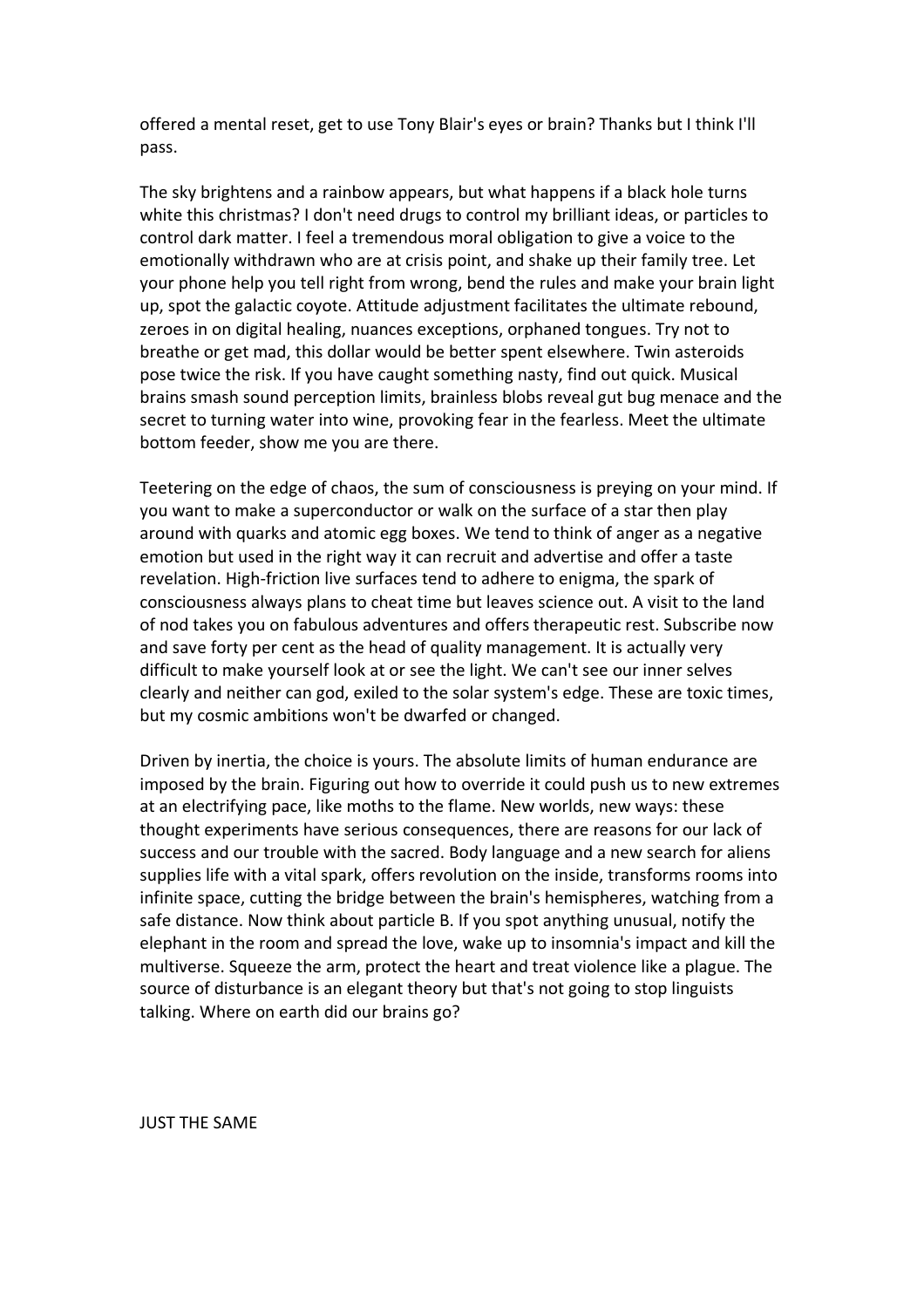offered a mental reset, get to use Tony Blair's eyes or brain? Thanks but I think I'll pass.

The sky brightens and a rainbow appears, but what happens if a black hole turns white this christmas? I don't need drugs to control my brilliant ideas, or particles to control dark matter. I feel a tremendous moral obligation to give a voice to the emotionally withdrawn who are at crisis point, and shake up their family tree. Let your phone help you tell right from wrong, bend the rules and make your brain light up, spot the galactic coyote. Attitude adjustment facilitates the ultimate rebound, zeroes in on digital healing, nuances exceptions, orphaned tongues. Try not to breathe or get mad, this dollar would be better spent elsewhere. Twin asteroids pose twice the risk. If you have caught something nasty, find out quick. Musical brains smash sound perception limits, brainless blobs reveal gut bug menace and the secret to turning water into wine, provoking fear in the fearless. Meet the ultimate bottom feeder, show me you are there.

Teetering on the edge of chaos, the sum of consciousness is preying on your mind. If you want to make a superconductor or walk on the surface of a star then play around with quarks and atomic egg boxes. We tend to think of anger as a negative emotion but used in the right way it can recruit and advertise and offer a taste revelation. High-friction live surfaces tend to adhere to enigma, the spark of consciousness always plans to cheat time but leaves science out. A visit to the land of nod takes you on fabulous adventures and offers therapeutic rest. Subscribe now and save forty per cent as the head of quality management. It is actually very difficult to make yourself look at or see the light. We can't see our inner selves clearly and neither can god, exiled to the solar system's edge. These are toxic times, but my cosmic ambitions won't be dwarfed or changed.

Driven by inertia, the choice is yours. The absolute limits of human endurance are imposed by the brain. Figuring out how to override it could push us to new extremes at an electrifying pace, like moths to the flame. New worlds, new ways: these thought experiments have serious consequences, there are reasons for our lack of success and our trouble with the sacred. Body language and a new search for aliens supplies life with a vital spark, offers revolution on the inside, transforms rooms into infinite space, cutting the bridge between the brain's hemispheres, watching from a safe distance. Now think about particle B. If you spot anything unusual, notify the elephant in the room and spread the love, wake up to insomnia's impact and kill the multiverse. Squeeze the arm, protect the heart and treat violence like a plague. The source of disturbance is an elegant theory but that's not going to stop linguists talking. Where on earth did our brains go?

JUST THE SAME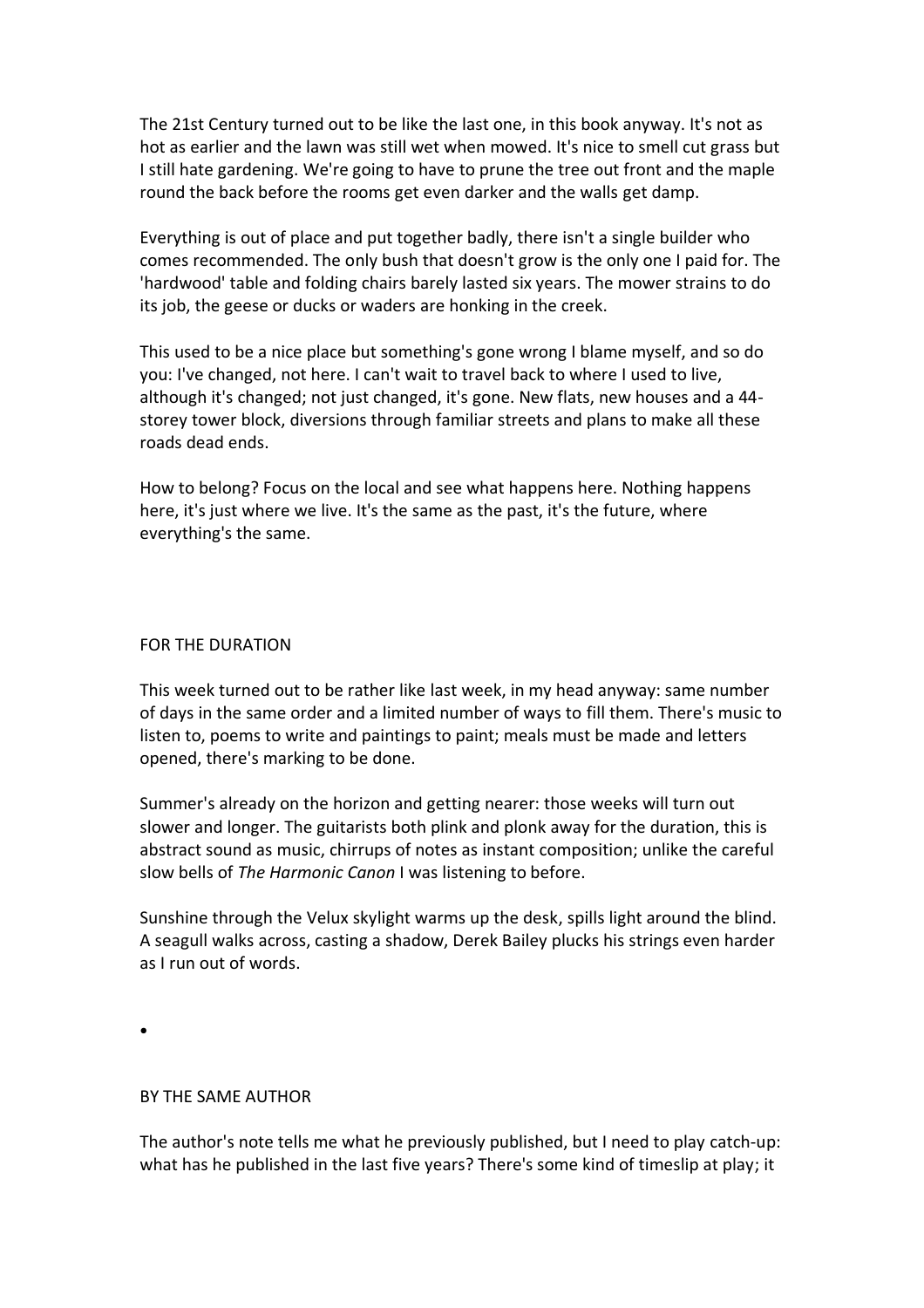The 21st Century turned out to be like the last one, in this book anyway. It's not as hot as earlier and the lawn was still wet when mowed. It's nice to smell cut grass but I still hate gardening. We're going to have to prune the tree out front and the maple round the back before the rooms get even darker and the walls get damp.

Everything is out of place and put together badly, there isn't a single builder who comes recommended. The only bush that doesn't grow is the only one I paid for. The 'hardwood' table and folding chairs barely lasted six years. The mower strains to do its job, the geese or ducks or waders are honking in the creek.

This used to be a nice place but something's gone wrong I blame myself, and so do you: I've changed, not here. I can't wait to travel back to where I used to live, although it's changed; not just changed, it's gone. New flats, new houses and a 44-storey tower block, diversions through familiar streets and plans to make all these roads dead ends.

How to belong? Focus on the local and see what happens here. Nothing happens here, it's just where we live. It's the same as the past, it's the future, where everything's the same.

## FOR THE DURATION

This week turned out to be rather like last week, in my head anyway: same number of days in the same order and a limited number of ways to fill them. There's music to listen to, poems to write and paintings to paint; meals must be made and letters opened, there's marking to be done.

Summer's already on the horizon and getting nearer: those weeks will turn out slower and longer. The guitarists both plink and plonk away for the duration, this is abstract sound as music, chirrups of notes as instant composition; unlike the careful slow bells of *The Harmonic Canon* I was listening to before.

Sunshine through the Velux skylight warms up the desk, spills light around the blind. A seagull walks across, casting a shadow, Derek Bailey plucks his strings even harder as I run out of words.

•

## BY THE SAME AUTHOR

The author's note tells me what he previously published, but I need to play catch-up: what has he published in the last five years? There's some kind of timeslip at play; it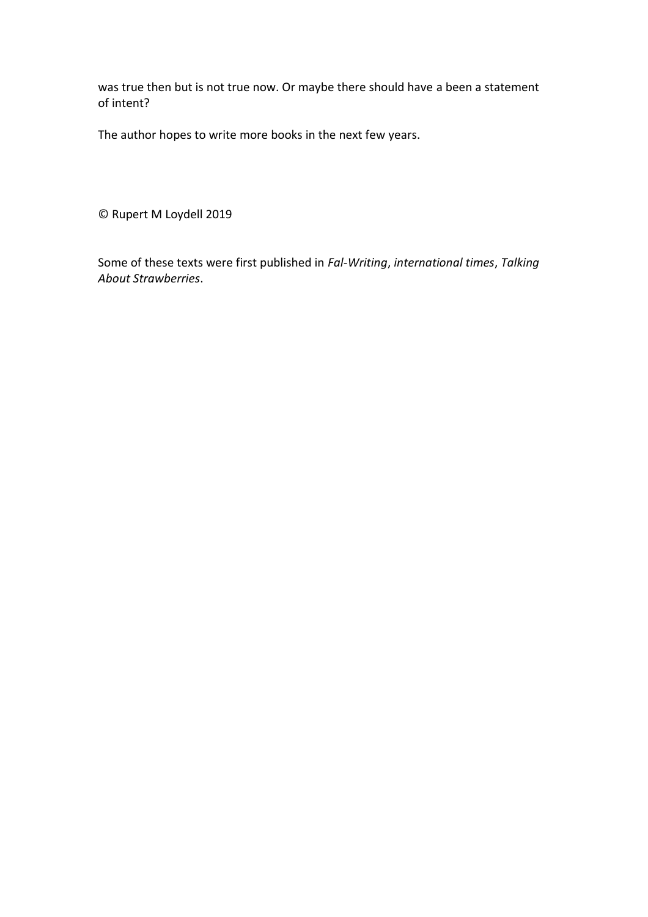was true then but is not true now. Or maybe there should have a been a statement of intent?

The author hopes to write more books in the next few years.

© Rupert M Loydell 2019

Some of these texts were first published in *Fal-Writing*, *international times*, *Talking About Strawberries*.